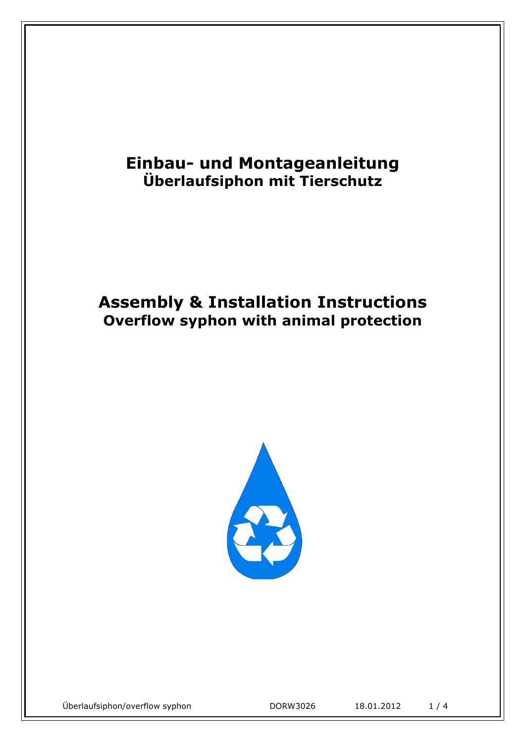# Einbau- und Montageanleitung
## Überlaufsiphon mit Tierschutz

# Assembly & Installation Instructions
## Overflow syphon with animal protection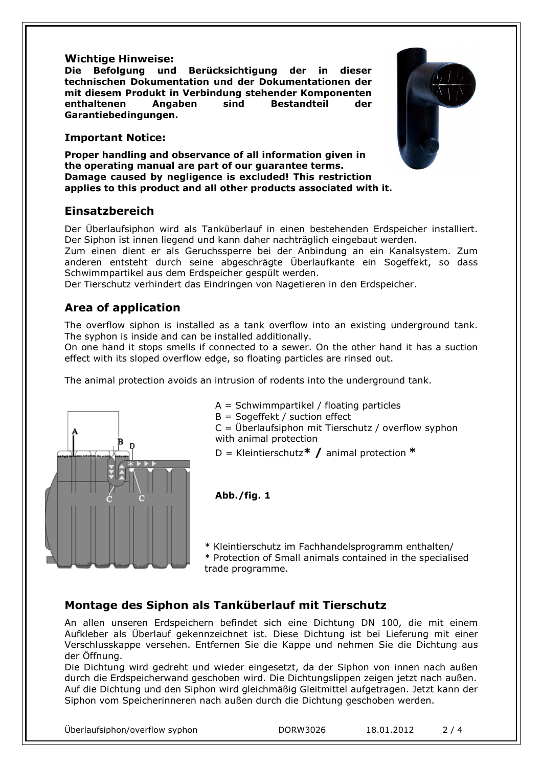**Wichtige Hinweise:**
**Die Befolgung und Berücksichtigung der in dieser technischen Dokumentation und der Dokumentationen der mit diesem Produkt in Verbindung stehender Komponenten enthaltenen Angaben sind Bestandteil der Garantiebedingungen.**

**Important Notice:**

**Proper handling and observance of all information given in the operating manual are part of our guarantee terms. Damage caused by negligence is excluded! This restriction applies to this product and all other products associated with it.**

## Einsatzbereich

Der Überlaufsiphon wird als Tanküberlauf in einen bestehenden Erdspeicher installiert. Der Siphon ist innen liegend und kann daher nachträglich eingebaut werden.
Zum einen dient er als Geruchssperre bei der Anbindung an ein Kanalsystem. Zum anderen entsteht durch seine abgeschrägte Überlaufkante ein Sogeffekt, so dass Schwimmpartikel aus dem Erdspeicher gespült werden.
Der Tierschutz verhindert das Eindringen von Nagetieren in den Erdspeicher.

## Area of application

The overflow siphon is installed as a tank overflow into an existing underground tank. The syphon is inside and can be installed additionally.
On one hand it stops smells if connected to a sewer. On the other hand it has a suction effect with its sloped overflow edge, so floating particles are rinsed out.

The animal protection avoids an intrusion of rodents into the underground tank.

A = Schwimmpartikel / floating particles
B = Sogeffekt / suction effect
C = Überlaufsiphon mit Tierschutz / overflow syphon with animal protection
D = Kleintierschutz* **/** animal protection *

**Abb./fig. 1**

\* Kleintierschutz im Fachhandelsprogramm enthalten/
\* Protection of Small animals contained in the specialised trade programme.

## Montage des Siphon als Tanküberlauf mit Tierschutz

An allen unseren Erdspeichern befindet sich eine Dichtung DN 100, die mit einem Aufkleber als Überlauf gekennzeichnet ist. Diese Dichtung ist bei Lieferung mit einer Verschlusskappe versehen. Entfernen Sie die Kappe und nehmen Sie die Dichtung aus der Öffnung.
Die Dichtung wird gedreht und wieder eingesetzt, da der Siphon von innen nach außen durch die Erdspeicherwand geschoben wird. Die Dichtungslippen zeigen jetzt nach außen. Auf die Dichtung und den Siphon wird gleichmäßig Gleitmittel aufgetragen. Jetzt kann der Siphon vom Speicherinneren nach außen durch die Dichtung geschoben werden.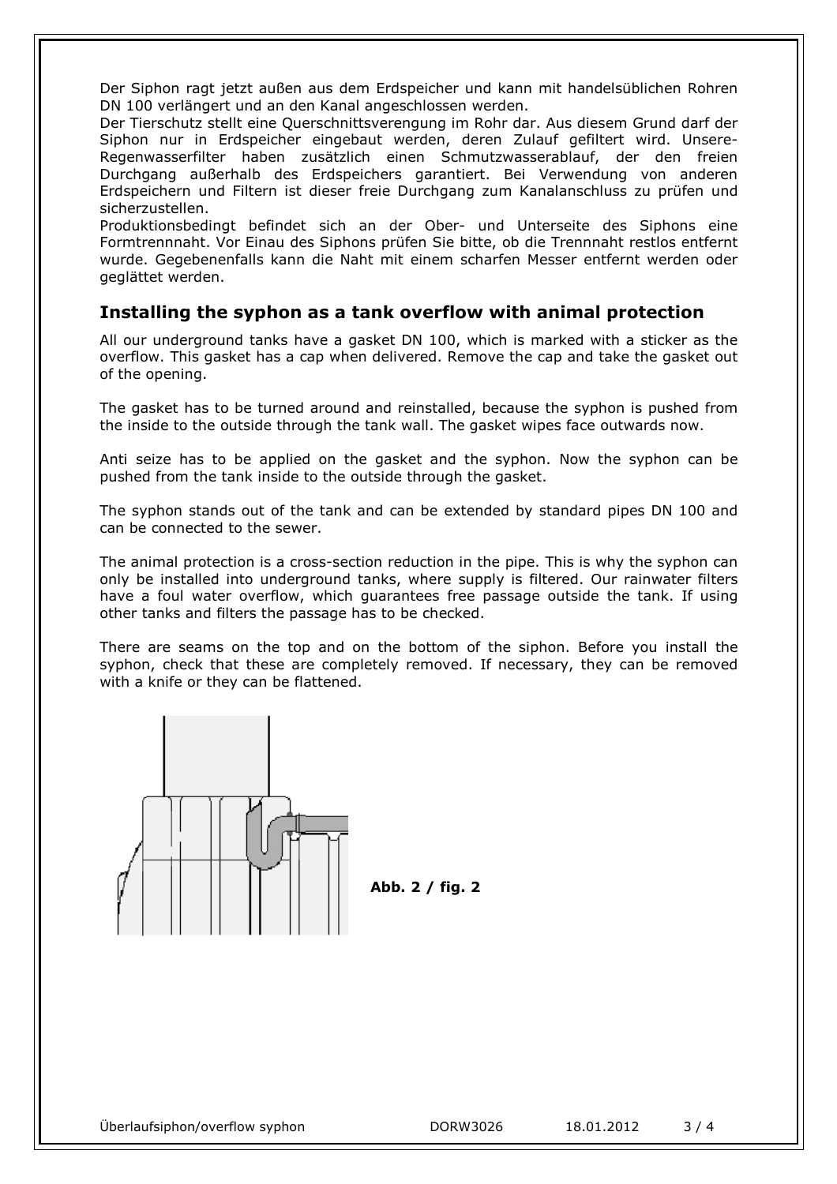Der Siphon ragt jetzt außen aus dem Erdspeicher und kann mit handelsüblichen Rohren DN 100 verlängert und an den Kanal angeschlossen werden.
Der Tierschutz stellt eine Querschnittsverengung im Rohr dar. Aus diesem Grund darf der Siphon nur in Erdspeicher eingebaut werden, deren Zulauf gefiltert wird. Unsere-Regenwasserfilter haben zusätzlich einen Schmutzwasserablauf, der den freien Durchgang außerhalb des Erdspeichers garantiert. Bei Verwendung von anderen Erdspeichern und Filtern ist dieser freie Durchgang zum Kanalanschluss zu prüfen und sicherzustellen.
Produktionsbedingt befindet sich an der Ober- und Unterseite des Siphons eine Formtrennnaht. Vor Einau des Siphons prüfen Sie bitte, ob die Trennnaht restlos entfernt wurde. Gegebenenfalls kann die Naht mit einem scharfen Messer entfernt werden oder geglättet werden.

## Installing the syphon as a tank overflow with animal protection

All our underground tanks have a gasket DN 100, which is marked with a sticker as the overflow. This gasket has a cap when delivered. Remove the cap and take the gasket out of the opening.

The gasket has to be turned around and reinstalled, because the syphon is pushed from the inside to the outside through the tank wall. The gasket wipes face outwards now.

Anti seize has to be applied on the gasket and the syphon. Now the syphon can be pushed from the tank inside to the outside through the gasket.

The syphon stands out of the tank and can be extended by standard pipes DN 100 and can be connected to the sewer.

The animal protection is a cross-section reduction in the pipe. This is why the syphon can only be installed into underground tanks, where supply is filtered. Our rainwater filters have a foul water overflow, which guarantees free passage outside the tank. If using other tanks and filters the passage has to be checked.

There are seams on the top and on the bottom of the siphon. Before you install the syphon, check that these are completely removed. If necessary, they can be removed with a knife or they can be flattened.

**Abb. 2 / fig. 2**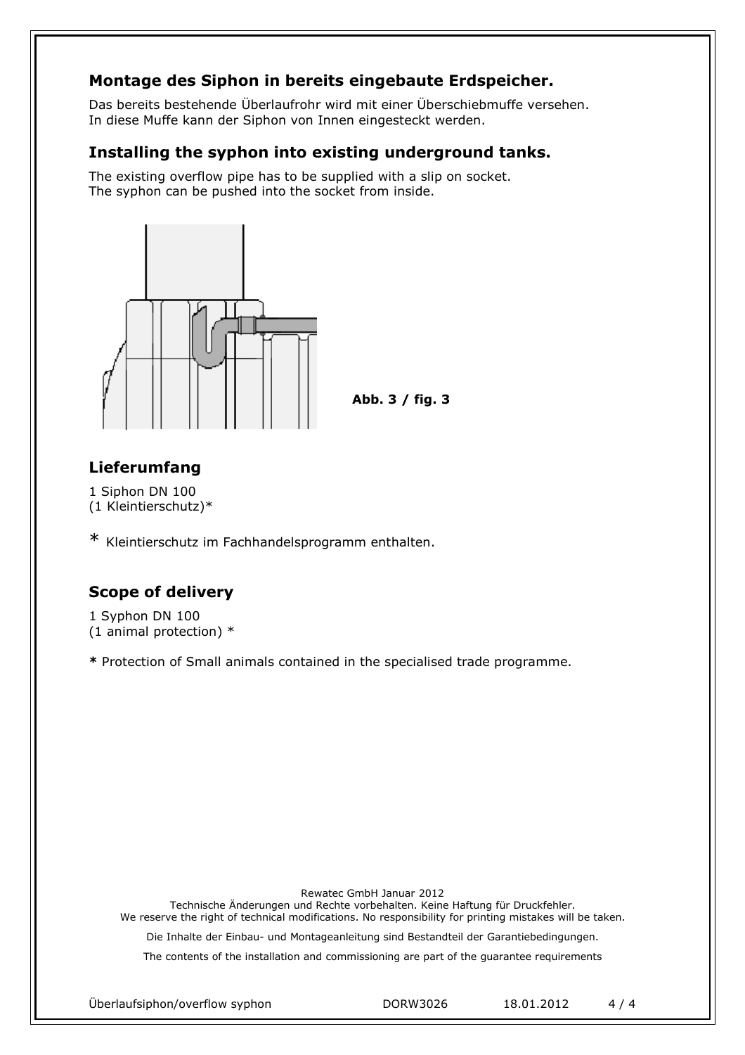## Montage des Siphon in bereits eingebaute Erdspeicher.

Das bereits bestehende Überlaufrohr wird mit einer Überschiebmuffe versehen.
In diese Muffe kann der Siphon von Innen eingesteckt werden.

## Installing the syphon into existing underground tanks.

The existing overflow pipe has to be supplied with a slip on socket.
The syphon can be pushed into the socket from inside.

**Abb. 3 / fig. 3**

## Lieferumfang

1 Siphon DN 100
(1 Kleintierschutz)*

* Kleintierschutz im Fachhandelsprogramm enthalten.

## Scope of delivery

1 Syphon DN 100
(1 animal protection) *

**\*** Protection of Small animals contained in the specialised trade programme.

Rewatec GmbH Januar 2012
Technische Änderungen und Rechte vorbehalten. Keine Haftung für Druckfehler.
We reserve the right of technical modifications. No responsibility for printing mistakes will be taken.

Die Inhalte der Einbau- und Montageanleitung sind Bestandteil der Garantiebedingungen.

The contents of the installation and commissioning are part of the guarantee requirements